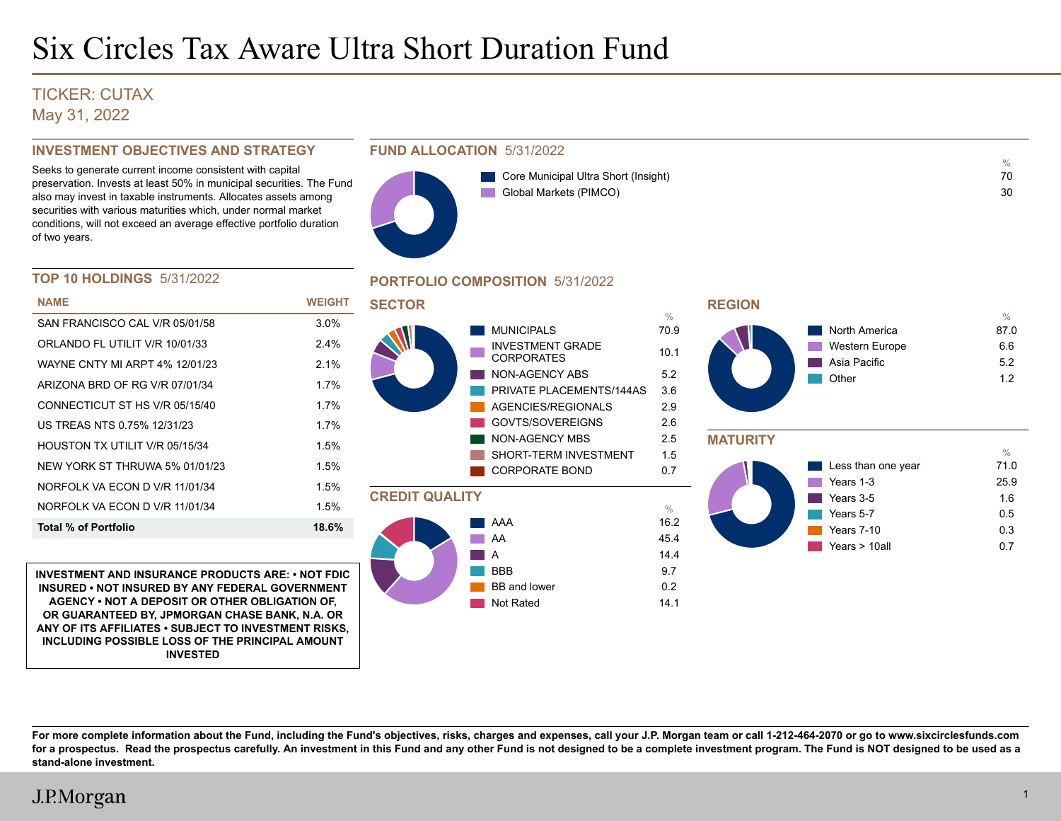# Six Circles Tax Aware Ultra Short Duration Fund

TICKER: CUTAX

May 31, 2022

## INVESTMENT OBJECTIVES AND STRATEGY

Seeks to generate current income consistent with capital preservation. Invests at least 50% in municipal securities. The Fund also may invest in taxable instruments. Allocates assets among securities with various maturities which, under normal market conditions, will not exceed an average effective portfolio duration of two years.

## FUND ALLOCATION 5/31/2022

| | % |
|---|---|
| Core Municipal Ultra Short (Insight) | 70 |
| Global Markets (PIMCO) | 30 |

## TOP 10 HOLDINGS 5/31/2022

| NAME | WEIGHT |
|---|---|
| SAN FRANCISCO CAL V/R 05/01/58 | 3.0% |
| ORLANDO FL UTILIT V/R 10/01/33 | 2.4% |
| WAYNE CNTY MI ARPT 4% 12/01/23 | 2.1% |
| ARIZONA BRD OF RG V/R 07/01/34 | 1.7% |
| CONNECTICUT ST HS V/R 05/15/40 | 1.7% |
| US TREAS NTS 0.75% 12/31/23 | 1.7% |
| HOUSTON TX UTILIT V/R 05/15/34 | 1.5% |
| NEW YORK ST THRUWA 5% 01/01/23 | 1.5% |
| NORFOLK VA ECON D V/R 11/01/34 | 1.5% |
| NORFOLK VA ECON D V/R 11/01/34 | 1.5% |
| **Total % of Portfolio** | **18.6%** |

## PORTFOLIO COMPOSITION 5/31/2022

### SECTOR

| | % |
|---|---|
| MUNICIPALS | 70.9 |
| INVESTMENT GRADE CORPORATES | 10.1 |
| NON-AGENCY ABS | 5.2 |
| PRIVATE PLACEMENTS/144AS | 3.6 |
| AGENCIES/REGIONALS | 2.9 |
| GOVTS/SOVEREIGNS | 2.6 |
| NON-AGENCY MBS | 2.5 |
| SHORT-TERM INVESTMENT | 1.5 |
| CORPORATE BOND | 0.7 |

### REGION

| | % |
|---|---|
| North America | 87.0 |
| Western Europe | 6.6 |
| Asia Pacific | 5.2 |
| Other | 1.2 |

### CREDIT QUALITY

| | % |
|---|---|
| AAA | 16.2 |
| AA | 45.4 |
| A | 14.4 |
| BBB | 9.7 |
| BB and lower | 0.2 |
| Not Rated | 14.1 |

### MATURITY

| | % |
|---|---|
| Less than one year | 71.0 |
| Years 1-3 | 25.9 |
| Years 3-5 | 1.6 |
| Years 5-7 | 0.5 |
| Years 7-10 | 0.3 |
| Years > 10all | 0.7 |

**INVESTMENT AND INSURANCE PRODUCTS ARE: • NOT FDIC INSURED • NOT INSURED BY ANY FEDERAL GOVERNMENT AGENCY • NOT A DEPOSIT OR OTHER OBLIGATION OF, OR GUARANTEED BY, JPMORGAN CHASE BANK, N.A. OR ANY OF ITS AFFILIATES • SUBJECT TO INVESTMENT RISKS, INCLUDING POSSIBLE LOSS OF THE PRINCIPAL AMOUNT INVESTED**

**For more complete information about the Fund, including the Fund's objectives, risks, charges and expenses, call your J.P. Morgan team or call 1-212-464-2070 or go to www.sixcirclesfunds.com for a prospectus. Read the prospectus carefully. An investment in this Fund and any other Fund is not designed to be a complete investment program. The Fund is NOT designed to be used as a stand-alone investment.**

J.P.Morgan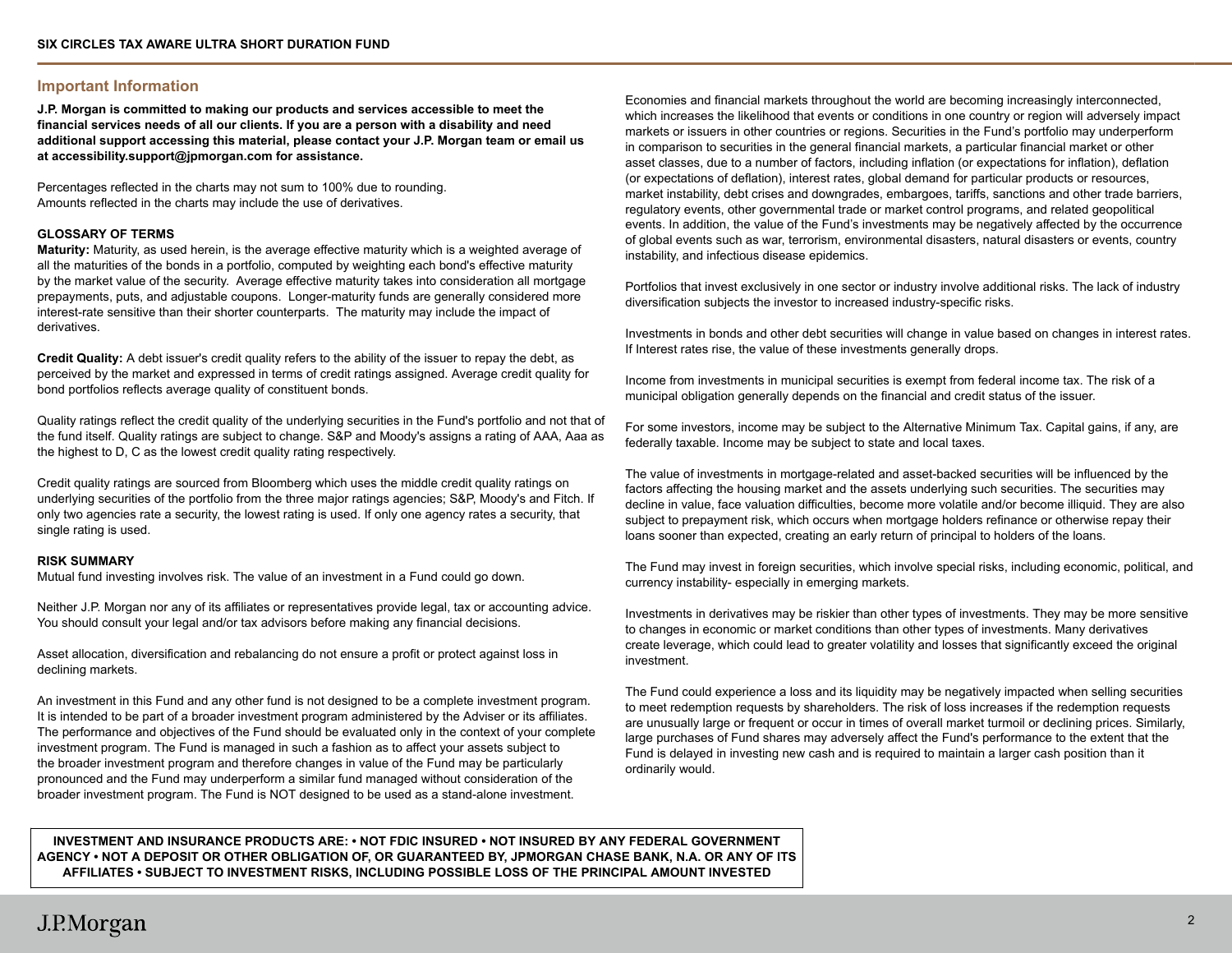## Important Information

**J.P. Morgan is committed to making our products and services accessible to meet the financial services needs of all our clients. If you are a person with a disability and need additional support accessing this material, please contact your J.P. Morgan team or email us at accessibility.support@jpmorgan.com for assistance.**

Percentages reflected in the charts may not sum to 100% due to rounding.
Amounts reflected in the charts may include the use of derivatives.

### GLOSSARY OF TERMS

**Maturity:** Maturity, as used herein, is the average effective maturity which is a weighted average of all the maturities of the bonds in a portfolio, computed by weighting each bond's effective maturity by the market value of the security. Average effective maturity takes into consideration all mortgage prepayments, puts, and adjustable coupons. Longer-maturity funds are generally considered more interest-rate sensitive than their shorter counterparts. The maturity may include the impact of derivatives.

**Credit Quality:** A debt issuer's credit quality refers to the ability of the issuer to repay the debt, as perceived by the market and expressed in terms of credit ratings assigned. Average credit quality for bond portfolios reflects average quality of constituent bonds.

Quality ratings reflect the credit quality of the underlying securities in the Fund's portfolio and not that of the fund itself. Quality ratings are subject to change. S&P and Moody's assigns a rating of AAA, Aaa as the highest to D, C as the lowest credit quality rating respectively.

Credit quality ratings are sourced from Bloomberg which uses the middle credit quality ratings on underlying securities of the portfolio from the three major ratings agencies; S&P, Moody's and Fitch. If only two agencies rate a security, the lowest rating is used. If only one agency rates a security, that single rating is used.

### RISK SUMMARY

Mutual fund investing involves risk. The value of an investment in a Fund could go down.

Neither J.P. Morgan nor any of its affiliates or representatives provide legal, tax or accounting advice. You should consult your legal and/or tax advisors before making any financial decisions.

Asset allocation, diversification and rebalancing do not ensure a profit or protect against loss in declining markets.

An investment in this Fund and any other fund is not designed to be a complete investment program. It is intended to be part of a broader investment program administered by the Adviser or its affiliates. The performance and objectives of the Fund should be evaluated only in the context of your complete investment program. The Fund is managed in such a fashion as to affect your assets subject to the broader investment program and therefore changes in value of the Fund may be particularly pronounced and the Fund may underperform a similar fund managed without consideration of the broader investment program. The Fund is NOT designed to be used as a stand-alone investment.

Economies and financial markets throughout the world are becoming increasingly interconnected, which increases the likelihood that events or conditions in one country or region will adversely impact markets or issuers in other countries or regions. Securities in the Fund's portfolio may underperform in comparison to securities in the general financial markets, a particular financial market or other asset classes, due to a number of factors, including inflation (or expectations for inflation), deflation (or expectations of deflation), interest rates, global demand for particular products or resources, market instability, debt crises and downgrades, embargoes, tariffs, sanctions and other trade barriers, regulatory events, other governmental trade or market control programs, and related geopolitical events. In addition, the value of the Fund's investments may be negatively affected by the occurrence of global events such as war, terrorism, environmental disasters, natural disasters or events, country instability, and infectious disease epidemics.

Portfolios that invest exclusively in one sector or industry involve additional risks. The lack of industry diversification subjects the investor to increased industry-specific risks.

Investments in bonds and other debt securities will change in value based on changes in interest rates. If Interest rates rise, the value of these investments generally drops.

Income from investments in municipal securities is exempt from federal income tax. The risk of a municipal obligation generally depends on the financial and credit status of the issuer.

For some investors, income may be subject to the Alternative Minimum Tax. Capital gains, if any, are federally taxable. Income may be subject to state and local taxes.

The value of investments in mortgage-related and asset-backed securities will be influenced by the factors affecting the housing market and the assets underlying such securities. The securities may decline in value, face valuation difficulties, become more volatile and/or become illiquid. They are also subject to prepayment risk, which occurs when mortgage holders refinance or otherwise repay their loans sooner than expected, creating an early return of principal to holders of the loans.

The Fund may invest in foreign securities, which involve special risks, including economic, political, and currency instability- especially in emerging markets.

Investments in derivatives may be riskier than other types of investments. They may be more sensitive to changes in economic or market conditions than other types of investments. Many derivatives create leverage, which could lead to greater volatility and losses that significantly exceed the original investment.

The Fund could experience a loss and its liquidity may be negatively impacted when selling securities to meet redemption requests by shareholders. The risk of loss increases if the redemption requests are unusually large or frequent or occur in times of overall market turmoil or declining prices. Similarly, large purchases of Fund shares may adversely affect the Fund's performance to the extent that the Fund is delayed in investing new cash and is required to maintain a larger cash position than it ordinarily would.

**INVESTMENT AND INSURANCE PRODUCTS ARE: • NOT FDIC INSURED • NOT INSURED BY ANY FEDERAL GOVERNMENT AGENCY • NOT A DEPOSIT OR OTHER OBLIGATION OF, OR GUARANTEED BY, JPMORGAN CHASE BANK, N.A. OR ANY OF ITS AFFILIATES • SUBJECT TO INVESTMENT RISKS, INCLUDING POSSIBLE LOSS OF THE PRINCIPAL AMOUNT INVESTED**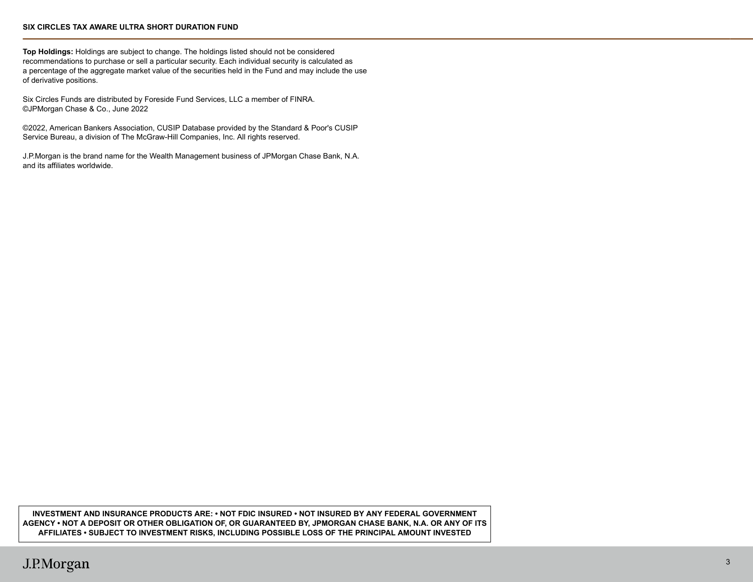**Top Holdings:** Holdings are subject to change. The holdings listed should not be considered recommendations to purchase or sell a particular security. Each individual security is calculated as a percentage of the aggregate market value of the securities held in the Fund and may include the use of derivative positions.

Six Circles Funds are distributed by Foreside Fund Services, LLC a member of FINRA.
©JPMorgan Chase & Co., June 2022

©2022, American Bankers Association, CUSIP Database provided by the Standard & Poor's CUSIP Service Bureau, a division of The McGraw-Hill Companies, Inc. All rights reserved.

J.P.Morgan is the brand name for the Wealth Management business of JPMorgan Chase Bank, N.A. and its affiliates worldwide.

**INVESTMENT AND INSURANCE PRODUCTS ARE: • NOT FDIC INSURED • NOT INSURED BY ANY FEDERAL GOVERNMENT AGENCY • NOT A DEPOSIT OR OTHER OBLIGATION OF, OR GUARANTEED BY, JPMORGAN CHASE BANK, N.A. OR ANY OF ITS AFFILIATES • SUBJECT TO INVESTMENT RISKS, INCLUDING POSSIBLE LOSS OF THE PRINCIPAL AMOUNT INVESTED**